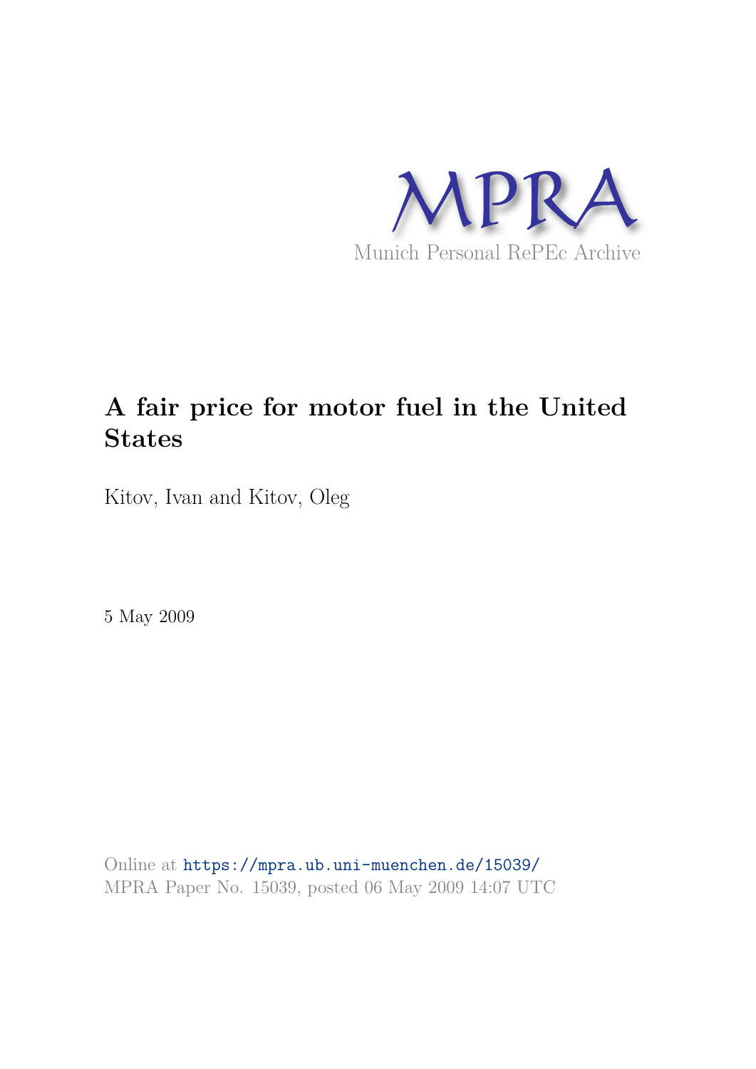MPRA

Munich Personal RePEc Archive

# A fair price for motor fuel in the United States

Kitov, Ivan and Kitov, Oleg

5 May 2009

Online at https://mpra.ub.uni-muenchen.de/15039/

MPRA Paper No. 15039, posted 06 May 2009 14:07 UTC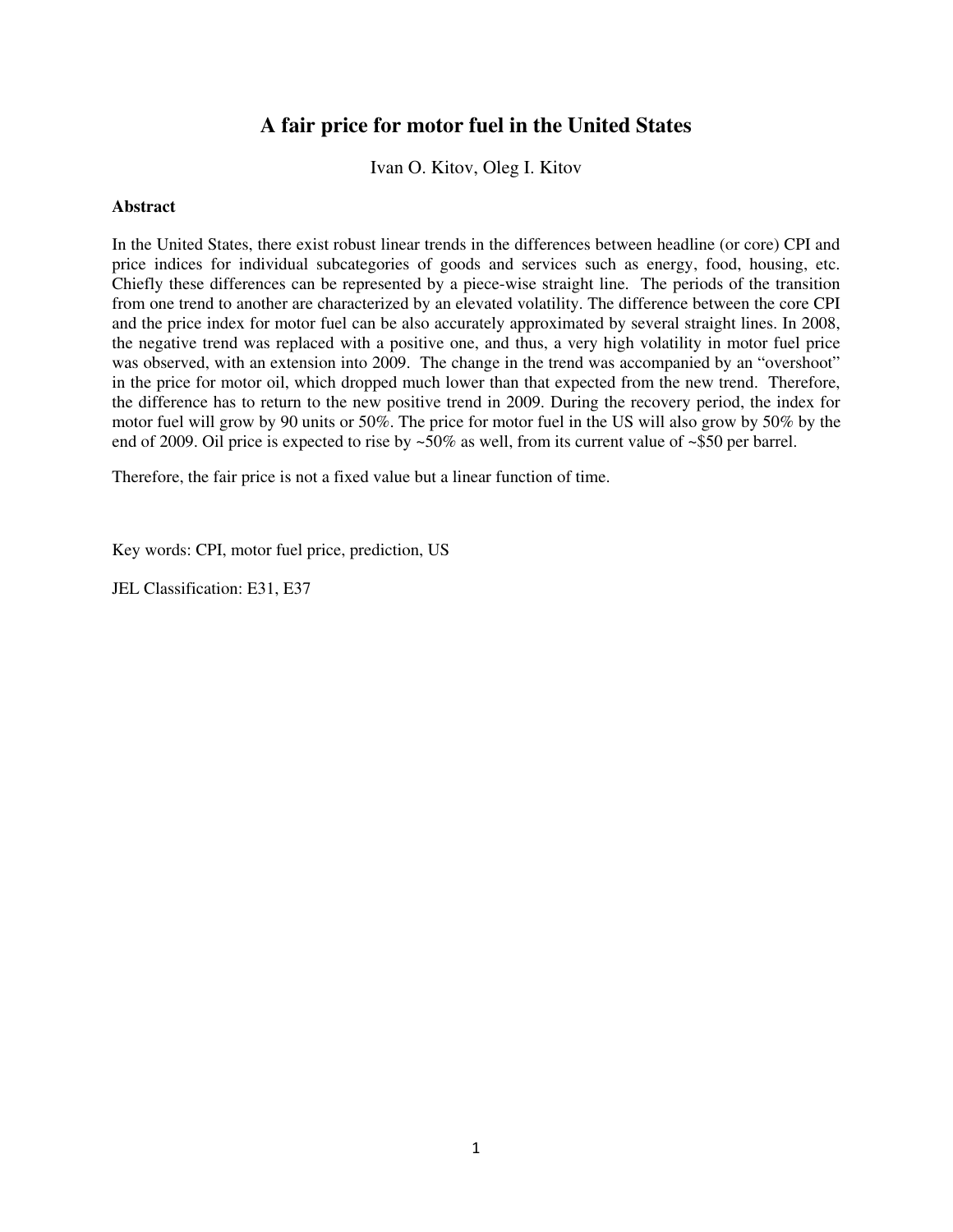# A fair price for motor fuel in the United States

Ivan O. Kitov, Oleg I. Kitov

**Abstract**

In the United States, there exist robust linear trends in the differences between headline (or core) CPI and price indices for individual subcategories of goods and services such as energy, food, housing, etc. Chiefly these differences can be represented by a piece-wise straight line. The periods of the transition from one trend to another are characterized by an elevated volatility. The difference between the core CPI and the price index for motor fuel can be also accurately approximated by several straight lines. In 2008, the negative trend was replaced with a positive one, and thus, a very high volatility in motor fuel price was observed, with an extension into 2009. The change in the trend was accompanied by an "overshoot" in the price for motor oil, which dropped much lower than that expected from the new trend. Therefore, the difference has to return to the new positive trend in 2009. During the recovery period, the index for motor fuel will grow by 90 units or 50%. The price for motor fuel in the US will also grow by 50% by the end of 2009. Oil price is expected to rise by ~50% as well, from its current value of ~$50 per barrel.

Therefore, the fair price is not a fixed value but a linear function of time.

Key words: CPI, motor fuel price, prediction, US

JEL Classification: E31, E37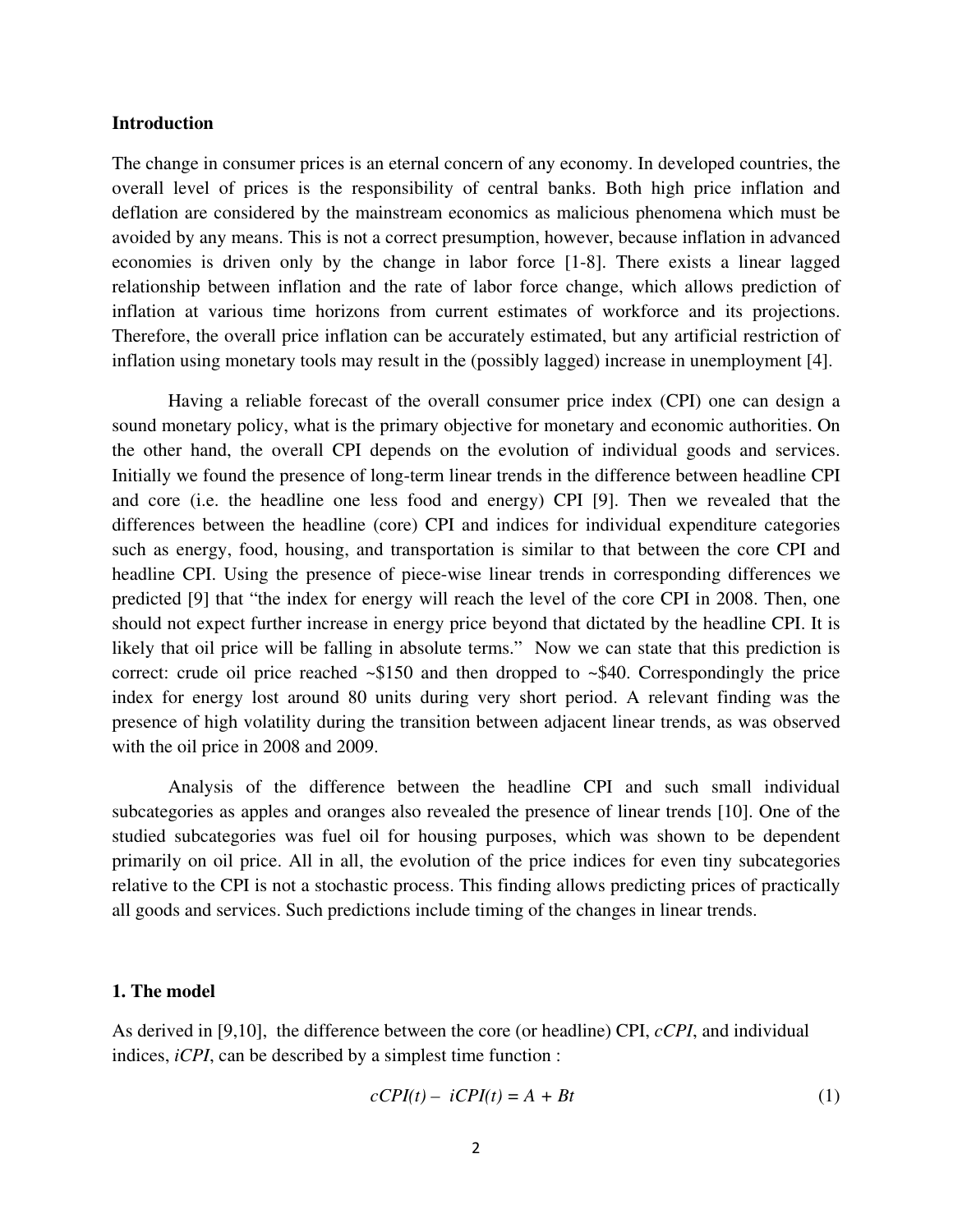### Introduction

The change in consumer prices is an eternal concern of any economy. In developed countries, the overall level of prices is the responsibility of central banks. Both high price inflation and deflation are considered by the mainstream economics as malicious phenomena which must be avoided by any means. This is not a correct presumption, however, because inflation in advanced economies is driven only by the change in labor force [1-8]. There exists a linear lagged relationship between inflation and the rate of labor force change, which allows prediction of inflation at various time horizons from current estimates of workforce and its projections. Therefore, the overall price inflation can be accurately estimated, but any artificial restriction of inflation using monetary tools may result in the (possibly lagged) increase in unemployment [4].

Having a reliable forecast of the overall consumer price index (CPI) one can design a sound monetary policy, what is the primary objective for monetary and economic authorities. On the other hand, the overall CPI depends on the evolution of individual goods and services. Initially we found the presence of long-term linear trends in the difference between headline CPI and core (i.e. the headline one less food and energy) CPI [9]. Then we revealed that the differences between the headline (core) CPI and indices for individual expenditure categories such as energy, food, housing, and transportation is similar to that between the core CPI and headline CPI. Using the presence of piece-wise linear trends in corresponding differences we predicted [9] that "the index for energy will reach the level of the core CPI in 2008. Then, one should not expect further increase in energy price beyond that dictated by the headline CPI. It is likely that oil price will be falling in absolute terms." Now we can state that this prediction is correct: crude oil price reached ~$150 and then dropped to ~$40. Correspondingly the price index for energy lost around 80 units during very short period. A relevant finding was the presence of high volatility during the transition between adjacent linear trends, as was observed with the oil price in 2008 and 2009.

Analysis of the difference between the headline CPI and such small individual subcategories as apples and oranges also revealed the presence of linear trends [10]. One of the studied subcategories was fuel oil for housing purposes, which was shown to be dependent primarily on oil price. All in all, the evolution of the price indices for even tiny subcategories relative to the CPI is not a stochastic process. This finding allows predicting prices of practically all goods and services. Such predictions include timing of the changes in linear trends.

### 1. The model

As derived in [9,10], the difference between the core (or headline) CPI, *cCPI*, and individual indices, *iCPI*, can be described by a simplest time function :

$$cCPI(t) - iCPI(t) = A + Bt \tag{1}$$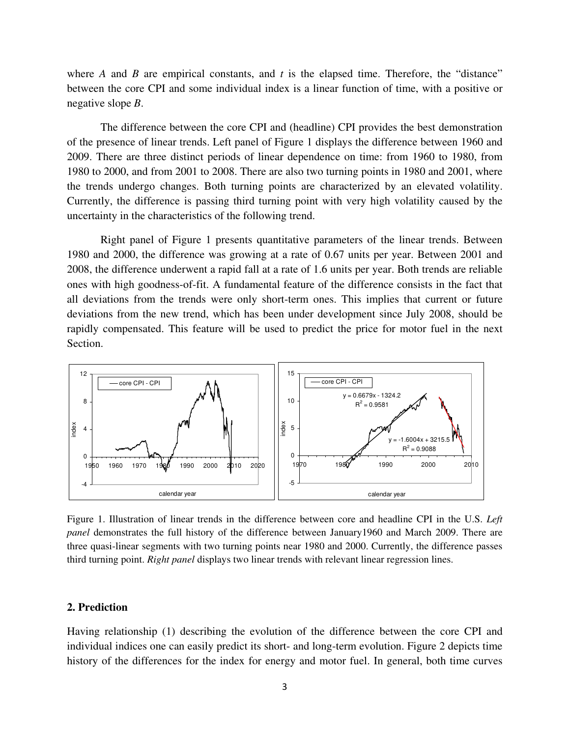where $A$ and $B$ are empirical constants, and $t$ is the elapsed time. Therefore, the "distance" between the core CPI and some individual index is a linear function of time, with a positive or negative slope $B$.

The difference between the core CPI and (headline) CPI provides the best demonstration of the presence of linear trends. Left panel of Figure 1 displays the difference between 1960 and 2009. There are three distinct periods of linear dependence on time: from 1960 to 1980, from 1980 to 2000, and from 2001 to 2008. There are also two turning points in 1980 and 2001, where the trends undergo changes. Both turning points are characterized by an elevated volatility. Currently, the difference is passing third turning point with very high volatility caused by the uncertainty in the characteristics of the following trend.

Right panel of Figure 1 presents quantitative parameters of the linear trends. Between 1980 and 2000, the difference was growing at a rate of 0.67 units per year. Between 2001 and 2008, the difference underwent a rapid fall at a rate of 1.6 units per year. Both trends are reliable ones with high goodness-of-fit. A fundamental feature of the difference consists in the fact that all deviations from the trends were only short-term ones. This implies that current or future deviations from the new trend, which has been under development since July 2008, should be rapidly compensated. This feature will be used to predict the price for motor fuel in the next Section.

Figure 1. Illustration of linear trends in the difference between core and headline CPI in the U.S. *Left panel* demonstrates the full history of the difference between January1960 and March 2009. There are three quasi-linear segments with two turning points near 1980 and 2000. Currently, the difference passes third turning point. *Right panel* displays two linear trends with relevant linear regression lines.

## 2. Prediction

Having relationship (1) describing the evolution of the difference between the core CPI and individual indices one can easily predict its short- and long-term evolution. Figure 2 depicts time history of the differences for the index for energy and motor fuel. In general, both time curves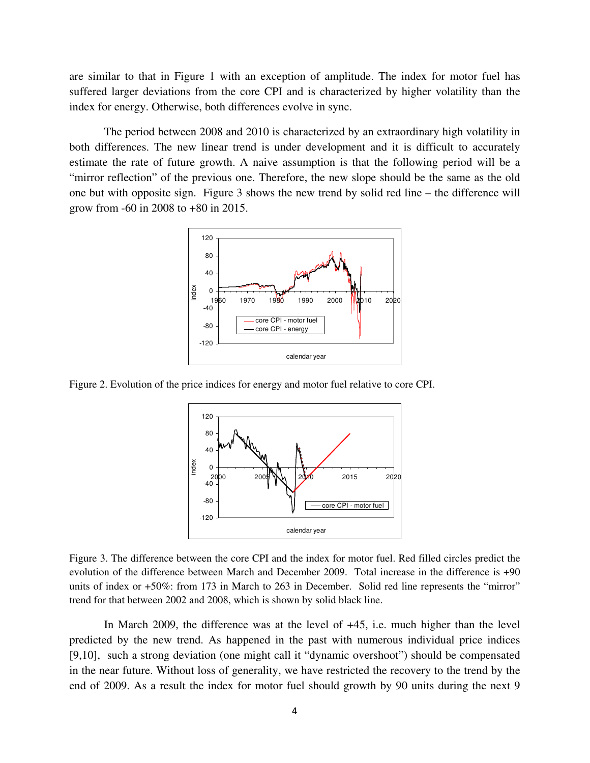are similar to that in Figure 1 with an exception of amplitude. The index for motor fuel has suffered larger deviations from the core CPI and is characterized by higher volatility than the index for energy. Otherwise, both differences evolve in sync.

The period between 2008 and 2010 is characterized by an extraordinary high volatility in both differences. The new linear trend is under development and it is difficult to accurately estimate the rate of future growth. A naive assumption is that the following period will be a "mirror reflection" of the previous one. Therefore, the new slope should be the same as the old one but with opposite sign. Figure 3 shows the new trend by solid red line – the difference will grow from -60 in 2008 to +80 in 2015.

Figure 2. Evolution of the price indices for energy and motor fuel relative to core CPI.

Figure 3. The difference between the core CPI and the index for motor fuel. Red filled circles predict the evolution of the difference between March and December 2009. Total increase in the difference is +90 units of index or +50%: from 173 in March to 263 in December. Solid red line represents the "mirror" trend for that between 2002 and 2008, which is shown by solid black line.

In March 2009, the difference was at the level of +45, i.e. much higher than the level predicted by the new trend. As happened in the past with numerous individual price indices [9,10], such a strong deviation (one might call it "dynamic overshoot") should be compensated in the near future. Without loss of generality, we have restricted the recovery to the trend by the end of 2009. As a result the index for motor fuel should growth by 90 units during the next 9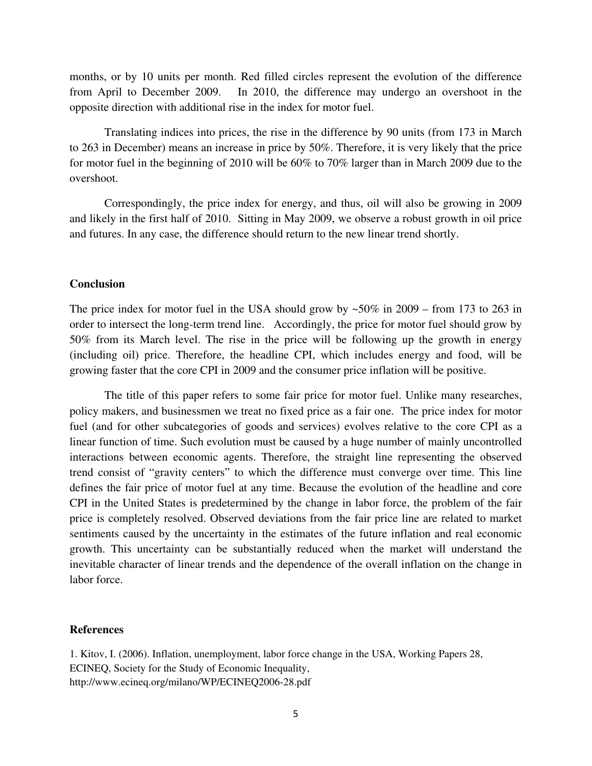months, or by 10 units per month. Red filled circles represent the evolution of the difference from April to December 2009. In 2010, the difference may undergo an overshoot in the opposite direction with additional rise in the index for motor fuel.

Translating indices into prices, the rise in the difference by 90 units (from 173 in March to 263 in December) means an increase in price by 50%. Therefore, it is very likely that the price for motor fuel in the beginning of 2010 will be 60% to 70% larger than in March 2009 due to the overshoot.

Correspondingly, the price index for energy, and thus, oil will also be growing in 2009 and likely in the first half of 2010. Sitting in May 2009, we observe a robust growth in oil price and futures. In any case, the difference should return to the new linear trend shortly.

**Conclusion**

The price index for motor fuel in the USA should grow by ~50% in 2009 – from 173 to 263 in order to intersect the long-term trend line. Accordingly, the price for motor fuel should grow by 50% from its March level. The rise in the price will be following up the growth in energy (including oil) price. Therefore, the headline CPI, which includes energy and food, will be growing faster that the core CPI in 2009 and the consumer price inflation will be positive.

The title of this paper refers to some fair price for motor fuel. Unlike many researches, policy makers, and businessmen we treat no fixed price as a fair one. The price index for motor fuel (and for other subcategories of goods and services) evolves relative to the core CPI as a linear function of time. Such evolution must be caused by a huge number of mainly uncontrolled interactions between economic agents. Therefore, the straight line representing the observed trend consist of "gravity centers" to which the difference must converge over time. This line defines the fair price of motor fuel at any time. Because the evolution of the headline and core CPI in the United States is predetermined by the change in labor force, the problem of the fair price is completely resolved. Observed deviations from the fair price line are related to market sentiments caused by the uncertainty in the estimates of the future inflation and real economic growth. This uncertainty can be substantially reduced when the market will understand the inevitable character of linear trends and the dependence of the overall inflation on the change in labor force.

**References**

1. Kitov, I. (2006). Inflation, unemployment, labor force change in the USA, Working Papers 28, ECINEQ, Society for the Study of Economic Inequality, http://www.ecineq.org/milano/WP/ECINEQ2006-28.pdf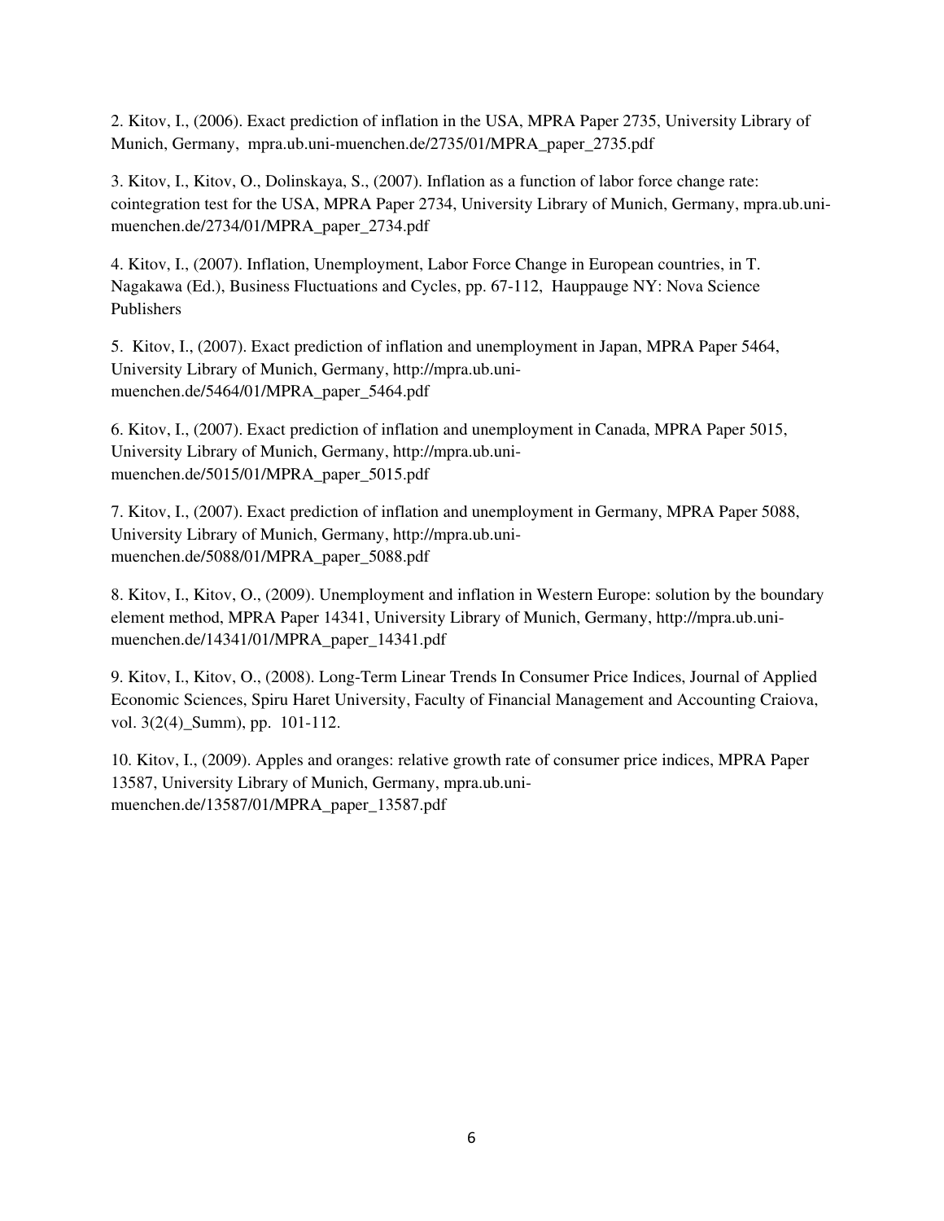2. Kitov, I., (2006). Exact prediction of inflation in the USA, MPRA Paper 2735, University Library of Munich, Germany, mpra.ub.uni-muenchen.de/2735/01/MPRA_paper_2735.pdf

3. Kitov, I., Kitov, O., Dolinskaya, S., (2007). Inflation as a function of labor force change rate: cointegration test for the USA, MPRA Paper 2734, University Library of Munich, Germany, mpra.ub.uni-muenchen.de/2734/01/MPRA_paper_2734.pdf

4. Kitov, I., (2007). Inflation, Unemployment, Labor Force Change in European countries, in T. Nagakawa (Ed.), Business Fluctuations and Cycles, pp. 67-112, Hauppauge NY: Nova Science Publishers

5. Kitov, I., (2007). Exact prediction of inflation and unemployment in Japan, MPRA Paper 5464, University Library of Munich, Germany, http://mpra.ub.uni-muenchen.de/5464/01/MPRA_paper_5464.pdf

6. Kitov, I., (2007). Exact prediction of inflation and unemployment in Canada, MPRA Paper 5015, University Library of Munich, Germany, http://mpra.ub.uni-muenchen.de/5015/01/MPRA_paper_5015.pdf

7. Kitov, I., (2007). Exact prediction of inflation and unemployment in Germany, MPRA Paper 5088, University Library of Munich, Germany, http://mpra.ub.uni-muenchen.de/5088/01/MPRA_paper_5088.pdf

8. Kitov, I., Kitov, O., (2009). Unemployment and inflation in Western Europe: solution by the boundary element method, MPRA Paper 14341, University Library of Munich, Germany, http://mpra.ub.uni-muenchen.de/14341/01/MPRA_paper_14341.pdf

9. Kitov, I., Kitov, O., (2008). Long-Term Linear Trends In Consumer Price Indices, Journal of Applied Economic Sciences, Spiru Haret University, Faculty of Financial Management and Accounting Craiova, vol. 3(2(4)_Summ), pp. 101-112.

10. Kitov, I., (2009). Apples and oranges: relative growth rate of consumer price indices, MPRA Paper 13587, University Library of Munich, Germany, mpra.ub.uni-muenchen.de/13587/01/MPRA_paper_13587.pdf